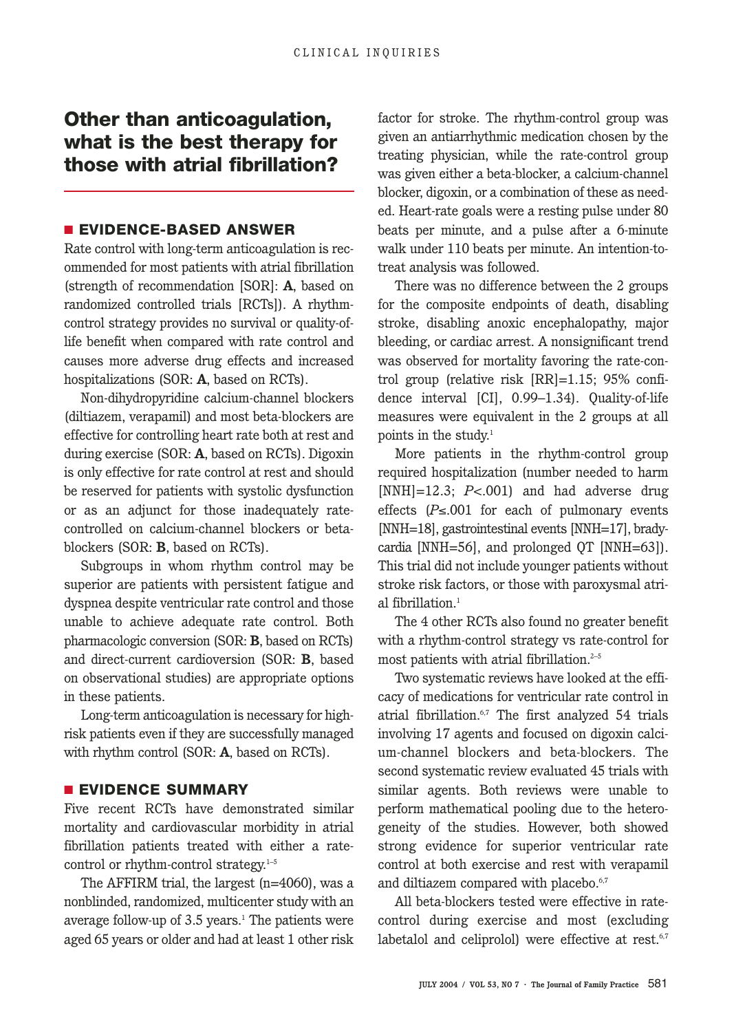# Other than anticoagulation, what is the best therapy for those with atrial fibrillation?

## EVIDENCE-BASED ANSWER

Rate control with long-term anticoagulation is recommended for most patients with atrial fibrillation (strength of recommendation [SOR]: **A**, based on randomized controlled trials [RCTs]). A rhythm-control strategy provides no survival or quality-of-life benefit when compared with rate control and causes more adverse drug effects and increased hospitalizations (SOR: **A**, based on RCTs).

Non-dihydropyridine calcium-channel blockers (diltiazem, verapamil) and most beta-blockers are effective for controlling heart rate both at rest and during exercise (SOR: **A**, based on RCTs). Digoxin is only effective for rate control at rest and should be reserved for patients with systolic dysfunction or as an adjunct for those inadequately rate-controlled on calcium-channel blockers or beta-blockers (SOR: **B**, based on RCTs).

Subgroups in whom rhythm control may be superior are patients with persistent fatigue and dyspnea despite ventricular rate control and those unable to achieve adequate rate control. Both pharmacologic conversion (SOR: **B**, based on RCTs) and direct-current cardioversion (SOR: **B**, based on observational studies) are appropriate options in these patients.

Long-term anticoagulation is necessary for high-risk patients even if they are successfully managed with rhythm control (SOR: **A**, based on RCTs).

## EVIDENCE SUMMARY

Five recent RCTs have demonstrated similar mortality and cardiovascular morbidity in atrial fibrillation patients treated with either a rate-control or rhythm-control strategy.[1–5]

The AFFIRM trial, the largest (n=4060), was a nonblinded, randomized, multicenter study with an average follow-up of 3.5 years.[1] The patients were aged 65 years or older and had at least 1 other risk factor for stroke. The rhythm-control group was given an antiarrhythmic medication chosen by the treating physician, while the rate-control group was given either a beta-blocker, a calcium-channel blocker, digoxin, or a combination of these as needed. Heart-rate goals were a resting pulse under 80 beats per minute, and a pulse after a 6-minute walk under 110 beats per minute. An intention-to-treat analysis was followed.

There was no difference between the 2 groups for the composite endpoints of death, disabling stroke, disabling anoxic encephalopathy, major bleeding, or cardiac arrest. A nonsignificant trend was observed for mortality favoring the rate-control group (relative risk [RR]=1.15; 95% confidence interval [CI], 0.99–1.34). Quality-of-life measures were equivalent in the 2 groups at all points in the study.[1]

More patients in the rhythm-control group required hospitalization (number needed to harm [NNH]=12.3; $P<.001$) and had adverse drug effects ($P\leq.001$ for each of pulmonary events [NNH=18], gastrointestinal events [NNH=17], bradycardia [NNH=56], and prolonged QT [NNH=63]). This trial did not include younger patients without stroke risk factors, or those with paroxysmal atrial fibrillation.[1]

The 4 other RCTs also found no greater benefit with a rhythm-control strategy vs rate-control for most patients with atrial fibrillation.[2–5]

Two systematic reviews have looked at the efficacy of medications for ventricular rate control in atrial fibrillation.[6,7] The first analyzed 54 trials involving 17 agents and focused on digoxin calcium-channel blockers and beta-blockers. The second systematic review evaluated 45 trials with similar agents. Both reviews were unable to perform mathematical pooling due to the heterogeneity of the studies. However, both showed strong evidence for superior ventricular rate control at both exercise and rest with verapamil and diltiazem compared with placebo.[6,7]

All beta-blockers tested were effective in rate-control during exercise and most (excluding labetalol and celiprolol) were effective at rest.[6,7]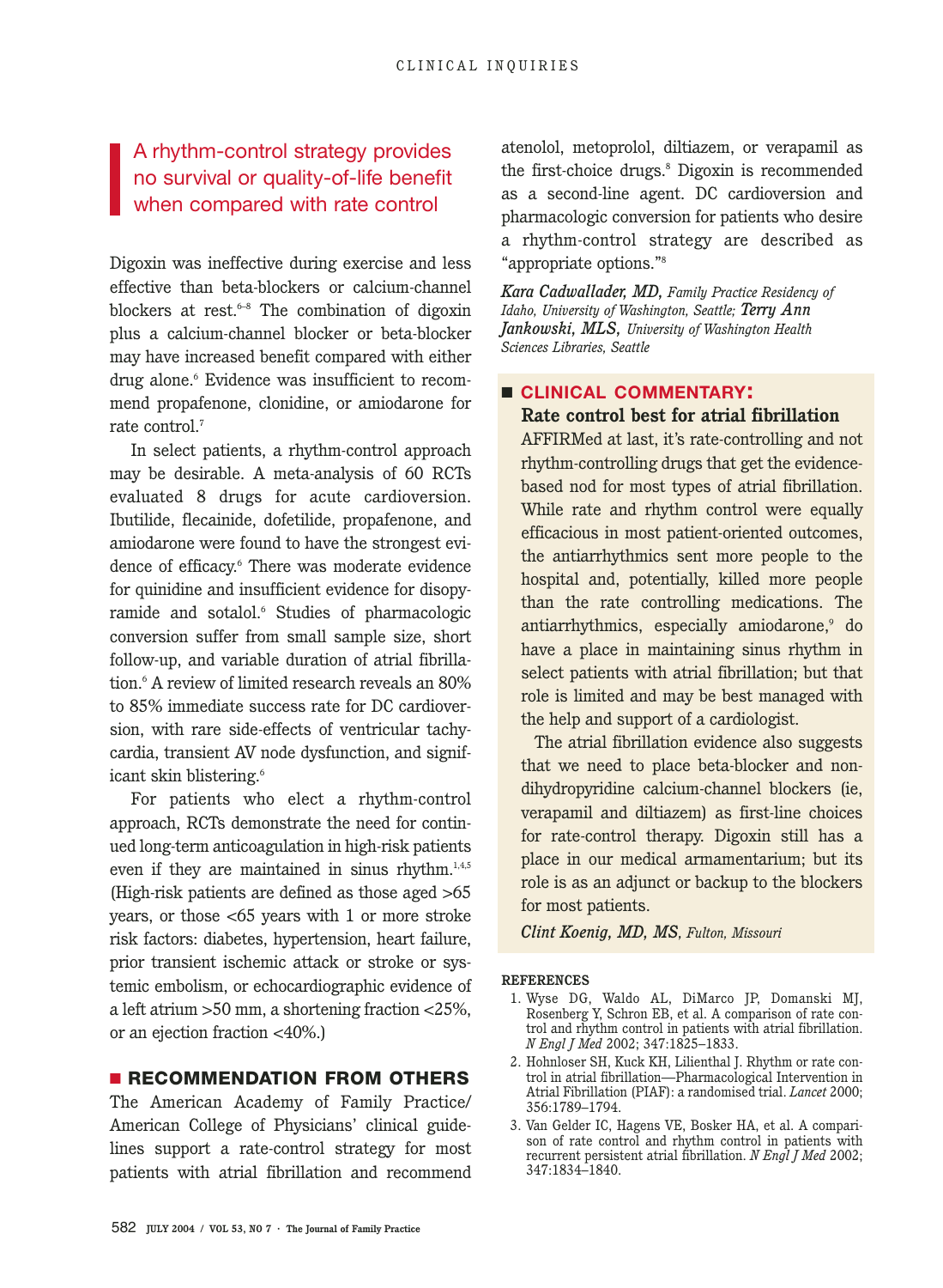> A rhythm-control strategy provides no survival or quality-of-life benefit when compared with rate control

Digoxin was ineffective during exercise and less effective than beta-blockers or calcium-channel blockers at rest.[6–8] The combination of digoxin plus a calcium-channel blocker or beta-blocker may have increased benefit compared with either drug alone.[6] Evidence was insufficient to recommend propafenone, clonidine, or amiodarone for rate control.[7]

In select patients, a rhythm-control approach may be desirable. A meta-analysis of 60 RCTs evaluated 8 drugs for acute cardioversion. Ibutilide, flecainide, dofetilide, propafenone, and amiodarone were found to have the strongest evidence of efficacy.[6] There was moderate evidence for quinidine and insufficient evidence for disopyramide and sotalol.[6] Studies of pharmacologic conversion suffer from small sample size, short follow-up, and variable duration of atrial fibrillation.[6] A review of limited research reveals an 80% to 85% immediate success rate for DC cardioversion, with rare side-effects of ventricular tachycardia, transient AV node dysfunction, and significant skin blistering.[6]

For patients who elect a rhythm-control approach, RCTs demonstrate the need for continued long-term anticoagulation in high-risk patients even if they are maintained in sinus rhythm.[1,4,5] (High-risk patients are defined as those aged >65 years, or those <65 years with 1 or more stroke risk factors: diabetes, hypertension, heart failure, prior transient ischemic attack or stroke or systemic embolism, or echocardiographic evidence of a left atrium >50 mm, a shortening fraction <25%, or an ejection fraction <40%.)

## RECOMMENDATION FROM OTHERS

The American Academy of Family Practice/American College of Physicians' clinical guidelines support a rate-control strategy for most patients with atrial fibrillation and recommend atenolol, metoprolol, diltiazem, or verapamil as the first-choice drugs.[8] Digoxin is recommended as a second-line agent. DC cardioversion and pharmacologic conversion for patients who desire a rhythm-control strategy are described as "appropriate options."[8]

*Kara Cadwallader, MD, Family Practice Residency of Idaho, University of Washington, Seattle; Terry Ann Jankowski, MLS, University of Washington Health Sciences Libraries, Seattle*

## CLINICAL COMMENTARY:

### Rate control best for atrial fibrillation

AFFIRMed at last, it's rate-controlling and not rhythm-controlling drugs that get the evidence-based nod for most types of atrial fibrillation. While rate and rhythm control were equally efficacious in most patient-oriented outcomes, the antiarrhythmics sent more people to the hospital and, potentially, killed more people than the rate controlling medications. The antiarrhythmics, especially amiodarone,[9] do have a place in maintaining sinus rhythm in select patients with atrial fibrillation; but that role is limited and may be best managed with the help and support of a cardiologist.

The atrial fibrillation evidence also suggests that we need to place beta-blocker and non-dihydropyridine calcium-channel blockers (ie, verapamil and diltiazem) as first-line choices for rate-control therapy. Digoxin still has a place in our medical armamentarium; but its role is as an adjunct or backup to the blockers for most patients.

*Clint Koenig, MD, MS, Fulton, Missouri*

## REFERENCES

1. Wyse DG, Waldo AL, DiMarco JP, Domanski MJ, Rosenberg Y, Schron EB, et al. A comparison of rate control and rhythm control in patients with atrial fibrillation. *N Engl J Med* 2002; 347:1825–1833.
2. Hohnloser SH, Kuck KH, Lilienthal J. Rhythm or rate control in atrial fibrillation—Pharmacological Intervention in Atrial Fibrillation (PIAF): a randomised trial. *Lancet* 2000; 356:1789–1794.
3. Van Gelder IC, Hagens VE, Bosker HA, et al. A comparison of rate control and rhythm control in patients with recurrent persistent atrial fibrillation. *N Engl J Med* 2002; 347:1834–1840.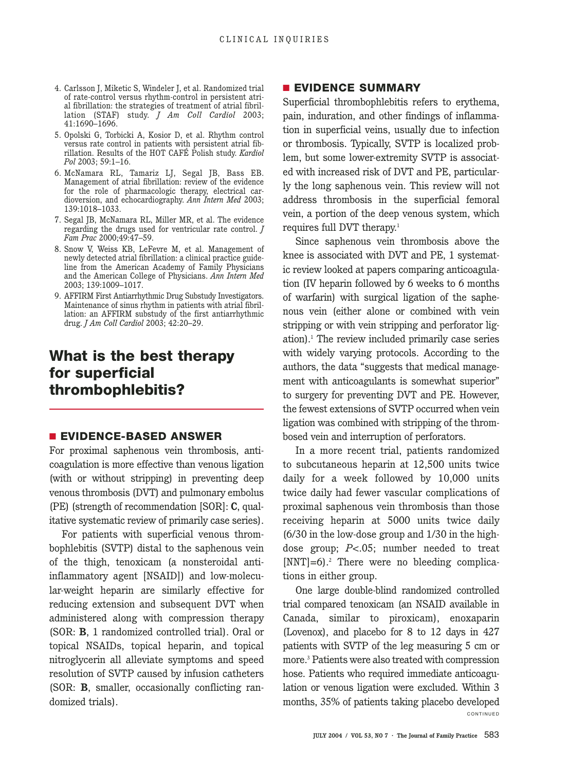4. Carlsson J, Miketic S, Windeler J, et al. Randomized trial of rate-control versus rhythm-control in persistent atrial fibrillation: the strategies of treatment of atrial fibrillation (STAF) study. *J Am Coll Cardiol* 2003; 41:1690–1696.
5. Opolski G, Torbicki A, Kosior D, et al. Rhythm control versus rate control in patients with persistent atrial fibrillation. Results of the HOT CAFÉ Polish study. *Kardiol Pol* 2003; 59:1–16.
6. McNamara RL, Tamariz LJ, Segal JB, Bass EB. Management of atrial fibrillation: review of the evidence for the role of pharmacologic therapy, electrical cardioversion, and echocardiography. *Ann Intern Med* 2003; 139:1018–1033.
7. Segal JB, McNamara RL, Miller MR, et al. The evidence regarding the drugs used for ventricular rate control. *J Fam Prac* 2000;49:47–59.
8. Snow V, Weiss KB, LeFevre M, et al. Management of newly detected atrial fibrillation: a clinical practice guideline from the American Academy of Family Physicians and the American College of Physicians. *Ann Intern Med* 2003; 139:1009–1017.
9. AFFIRM First Antiarrhythmic Drug Substudy Investigators. Maintenance of sinus rhythm in patients with atrial fibrillation: an AFFIRM substudy of the first antiarrhythmic drug. *J Am Coll Cardiol* 2003; 42:20–29.

# What is the best therapy for superficial thrombophlebitis?

## EVIDENCE-BASED ANSWER

For proximal saphenous vein thrombosis, anticoagulation is more effective than venous ligation (with or without stripping) in preventing deep venous thrombosis (DVT) and pulmonary embolus (PE) (strength of recommendation [SOR]: **C**, qualitative systematic review of primarily case series).

For patients with superficial venous thrombophlebitis (SVTP) distal to the saphenous vein of the thigh, tenoxicam (a nonsteroidal anti-inflammatory agent [NSAID]) and low-molecular-weight heparin are similarly effective for reducing extension and subsequent DVT when administered along with compression therapy (SOR: **B**, 1 randomized controlled trial). Oral or topical NSAIDs, topical heparin, and topical nitroglycerin all alleviate symptoms and speed resolution of SVTP caused by infusion catheters (SOR: **B**, smaller, occasionally conflicting randomized trials).

## EVIDENCE SUMMARY

Superficial thrombophlebitis refers to erythema, pain, induration, and other findings of inflammation in superficial veins, usually due to infection or thrombosis. Typically, SVTP is localized problem, but some lower-extremity SVTP is associated with increased risk of DVT and PE, particularly the long saphenous vein. This review will not address thrombosis in the superficial femoral vein, a portion of the deep venous system, which requires full DVT therapy.[1]

Since saphenous vein thrombosis above the knee is associated with DVT and PE, 1 systematic review looked at papers comparing anticoagulation (IV heparin followed by 6 weeks to 6 months of warfarin) with surgical ligation of the saphenous vein (either alone or combined with vein stripping or with vein stripping and perforator ligation).[1] The review included primarily case series with widely varying protocols. According to the authors, the data "suggests that medical management with anticoagulants is somewhat superior" to surgery for preventing DVT and PE. However, the fewest extensions of SVTP occurred when vein ligation was combined with stripping of the thrombosed vein and interruption of perforators.

In a more recent trial, patients randomized to subcutaneous heparin at 12,500 units twice daily for a week followed by 10,000 units twice daily had fewer vascular complications of proximal saphenous vein thrombosis than those receiving heparin at 5000 units twice daily (6/30 in the low-dose group and 1/30 in the high-dose group; $P<.05$; number needed to treat [NNT]=6).[2] There were no bleeding complications in either group.

One large double-blind randomized controlled trial compared tenoxicam (an NSAID available in Canada, similar to piroxicam), enoxaparin (Lovenox), and placebo for 8 to 12 days in 427 patients with SVTP of the leg measuring 5 cm or more.[3] Patients were also treated with compression hose. Patients who required immediate anticoagulation or venous ligation were excluded. Within 3 months, 35% of patients taking placebo developed

CONTINUED